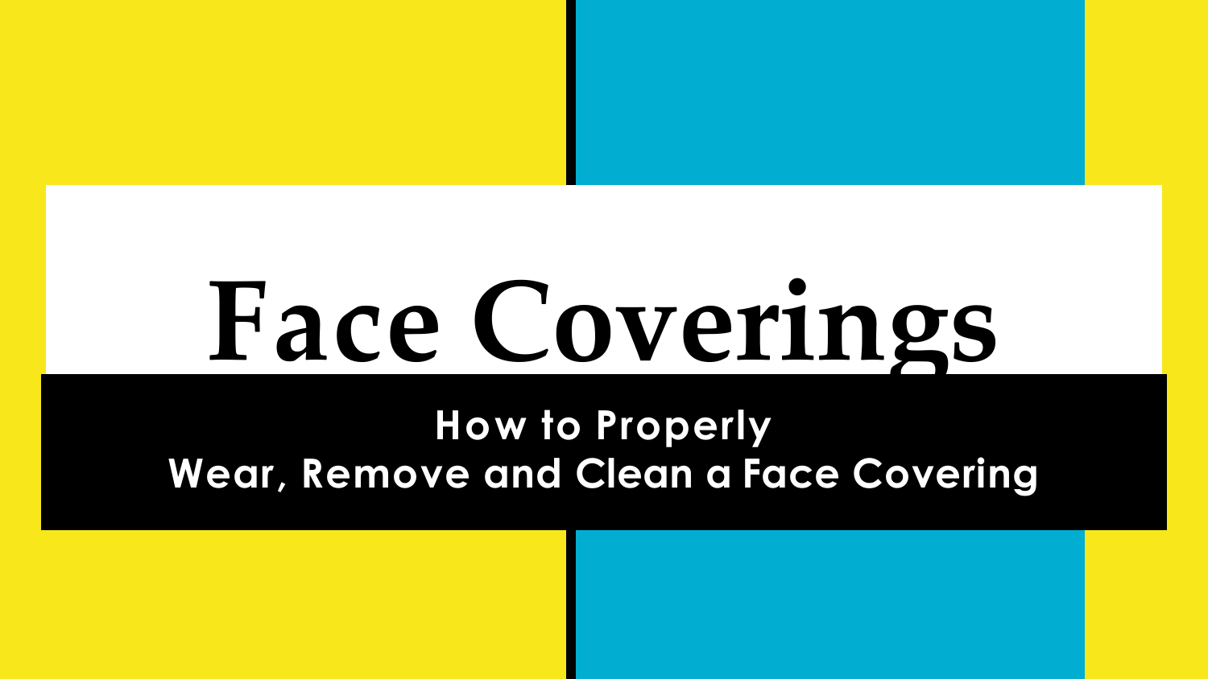# Face Coverings

## How to Properly Wear, Remove and Clean a Face Covering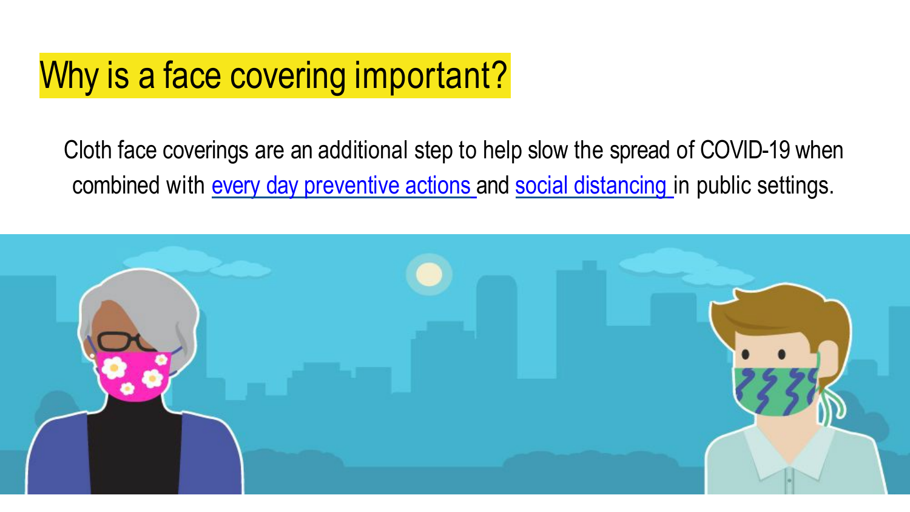# Why is a face covering important?

Cloth face coverings are an additional step to help slow the spread of COVID-19 when combined with every day preventive actions and social distancing in public settings.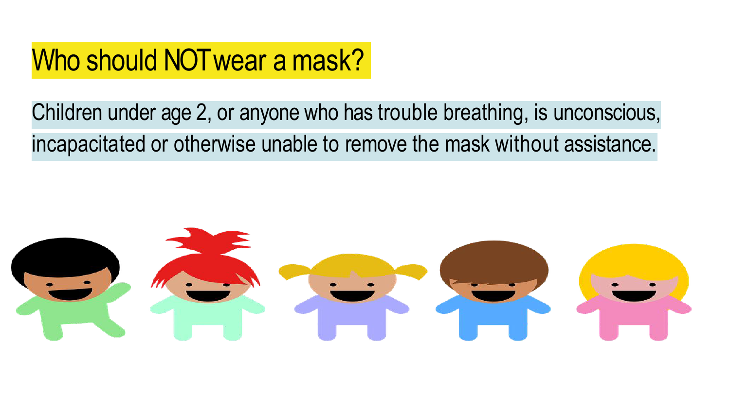# Who should NOT wear a mask?

Children under age 2, or anyone who has trouble breathing, is unconscious, incapacitated or otherwise unable to remove the mask without assistance.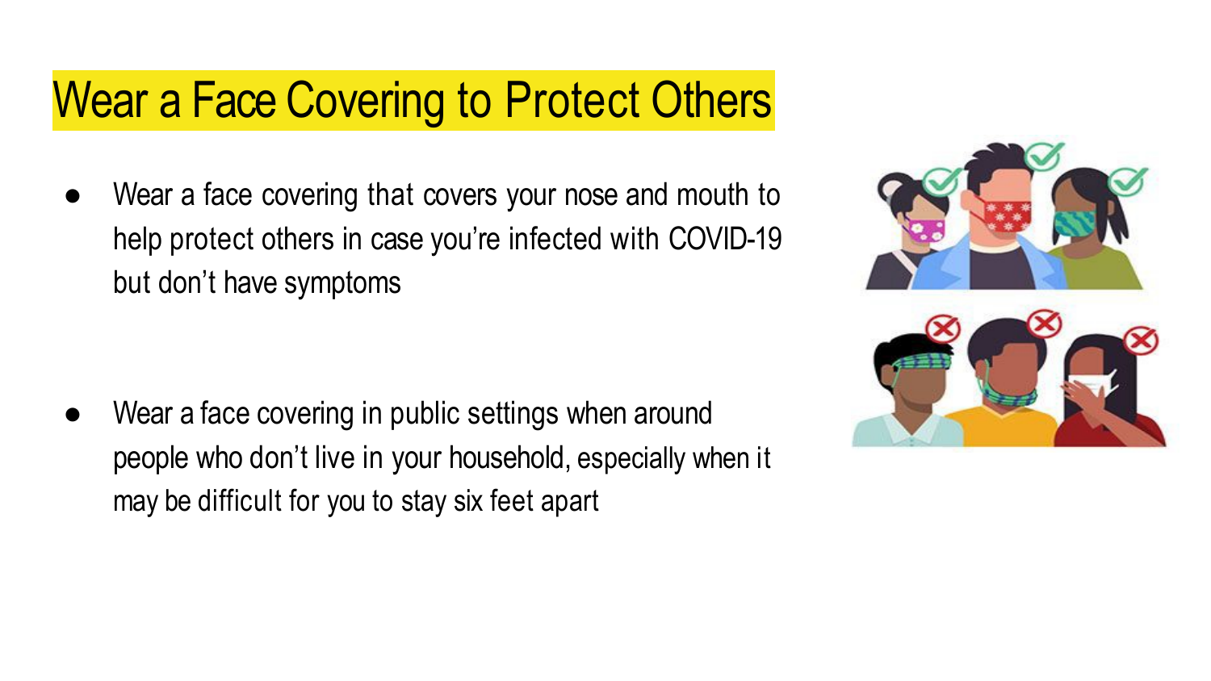# Wear a Face Covering to Protect Others

- Wear a face covering that covers your nose and mouth to help protect others in case you're infected with COVID-19 but don't have symptoms

- Wear a face covering in public settings when around people who don't live in your household, especially when it may be difficult for you to stay six feet apart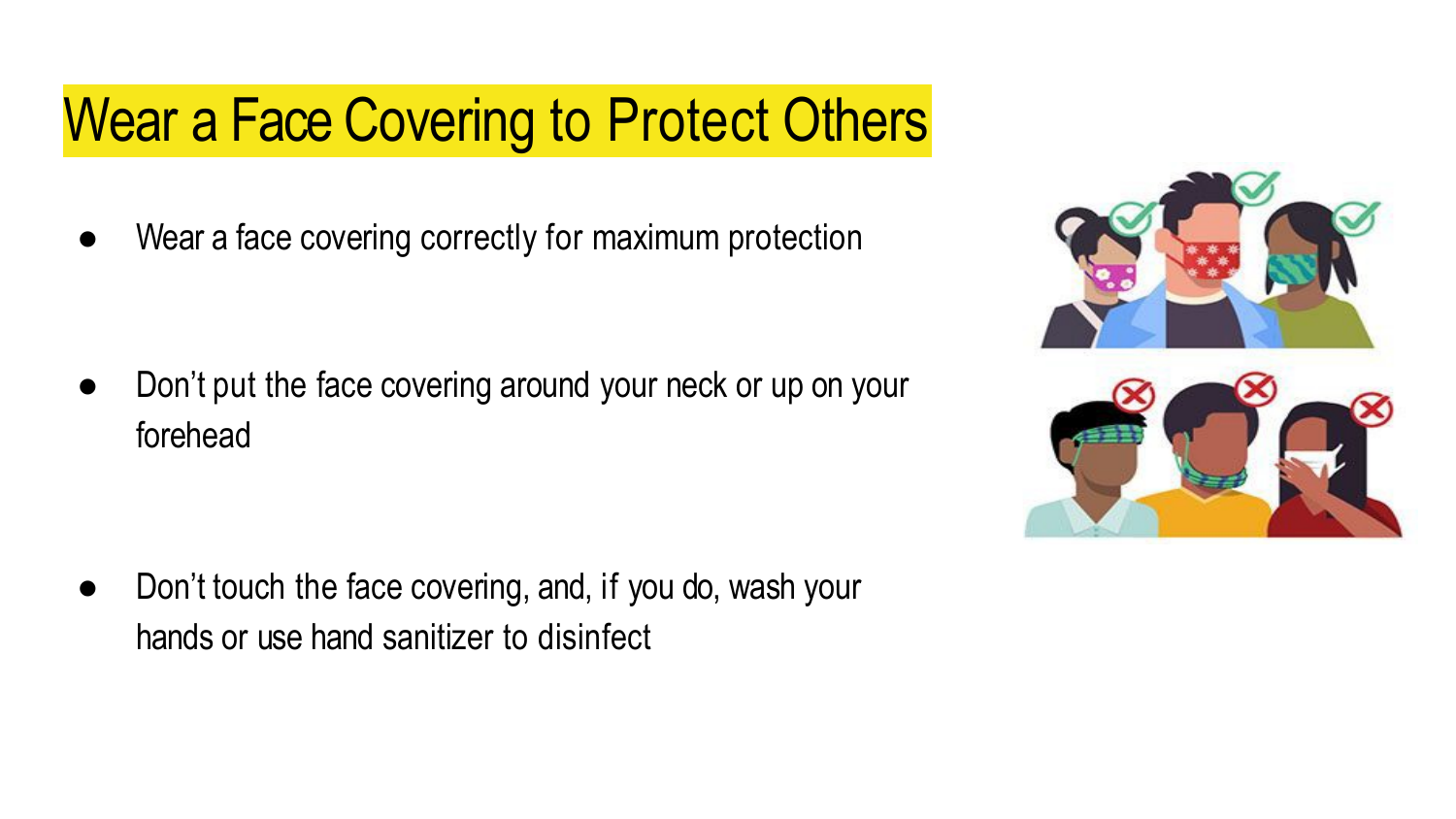# Wear a Face Covering to Protect Others

- Wear a face covering correctly for maximum protection
- Don't put the face covering around your neck or up on your forehead
- Don't touch the face covering, and, if you do, wash your hands or use hand sanitizer to disinfect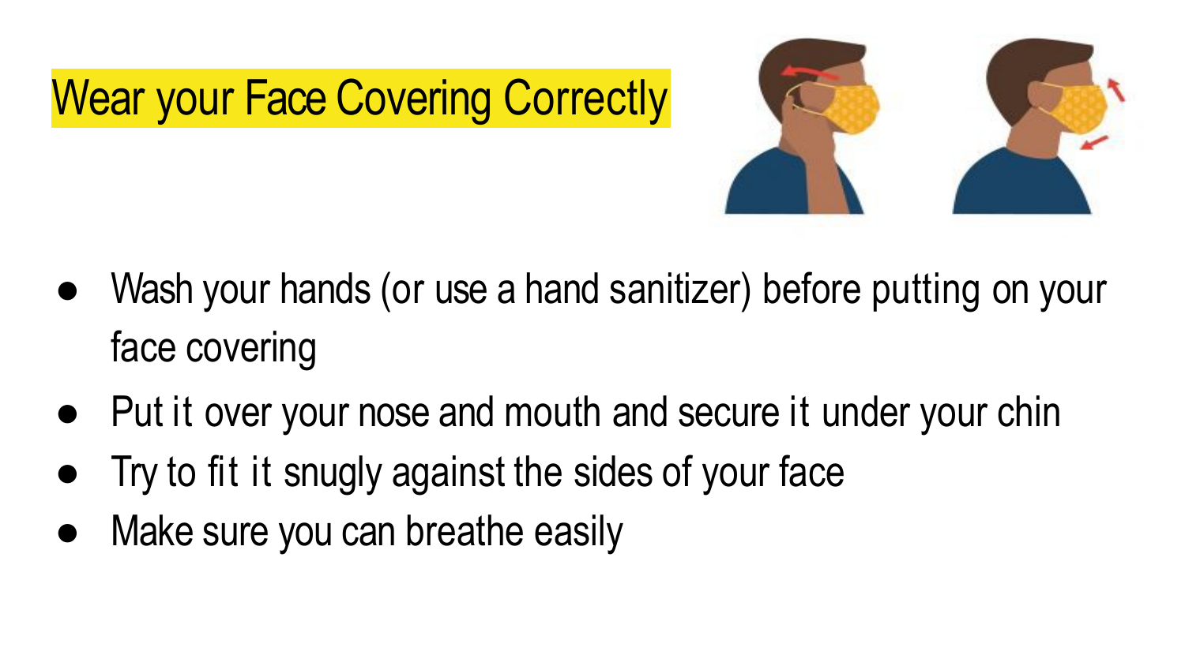# Wear your Face Covering Correctly

- Wash your hands (or use a hand sanitizer) before putting on your face covering
- Put it over your nose and mouth and secure it under your chin
- Try to fit it snugly against the sides of your face
- Make sure you can breathe easily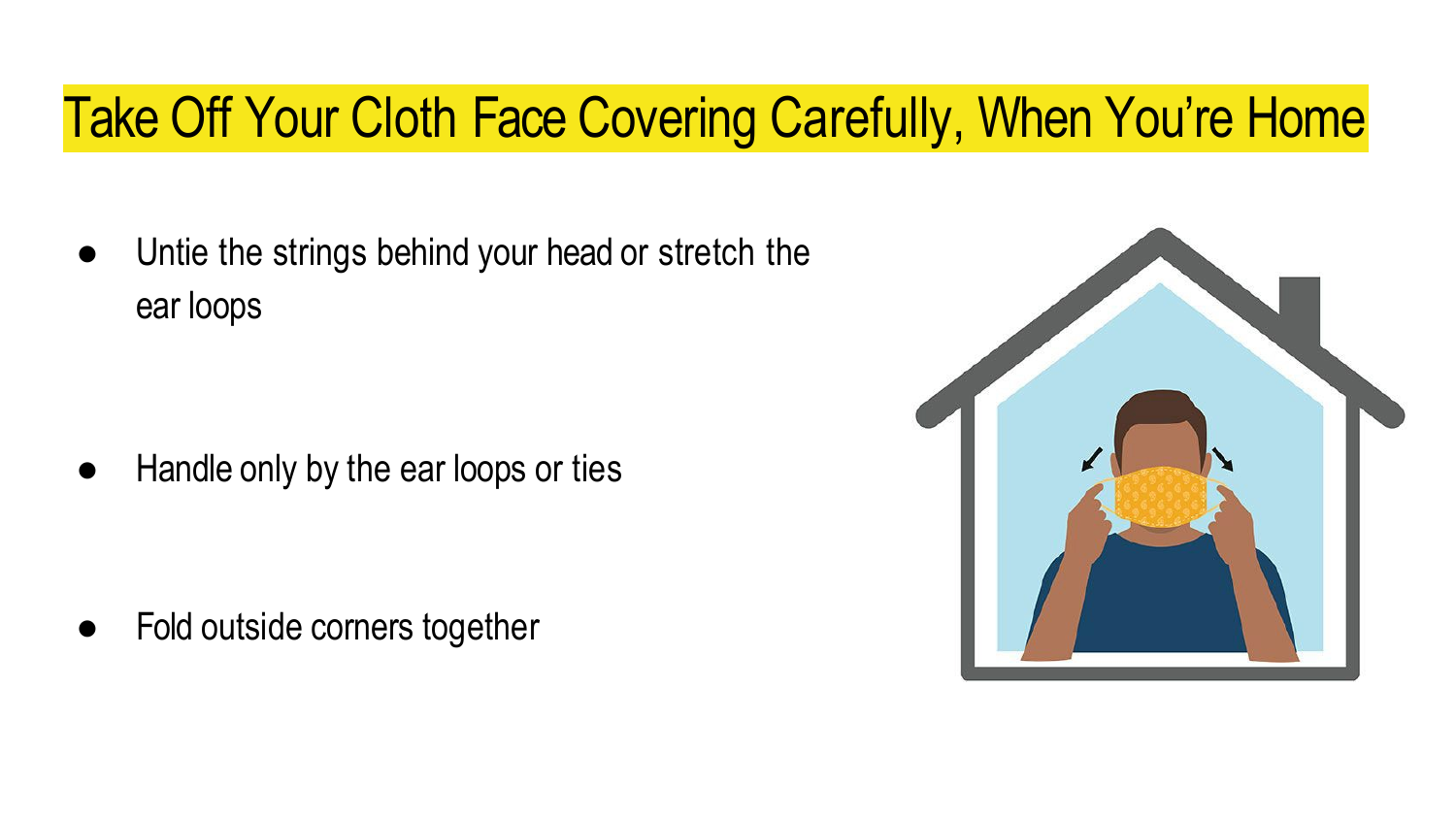# Take Off Your Cloth Face Covering Carefully, When You're Home

- Untie the strings behind your head or stretch the ear loops
- Handle only by the ear loops or ties
- Fold outside corners together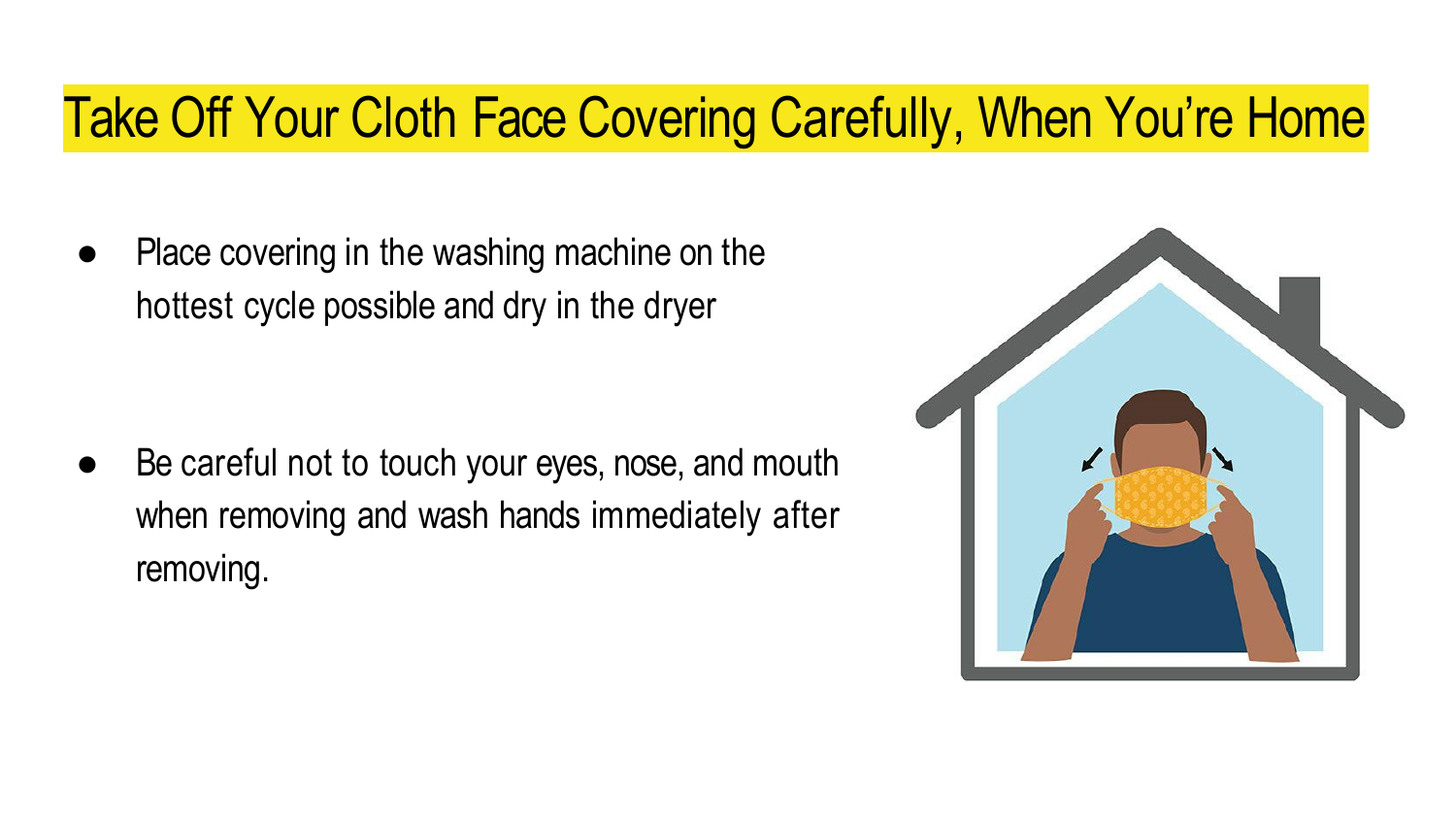# Take Off Your Cloth Face Covering Carefully, When You're Home

- Place covering in the washing machine on the hottest cycle possible and dry in the dryer
- Be careful not to touch your eyes, nose, and mouth when removing and wash hands immediately after removing.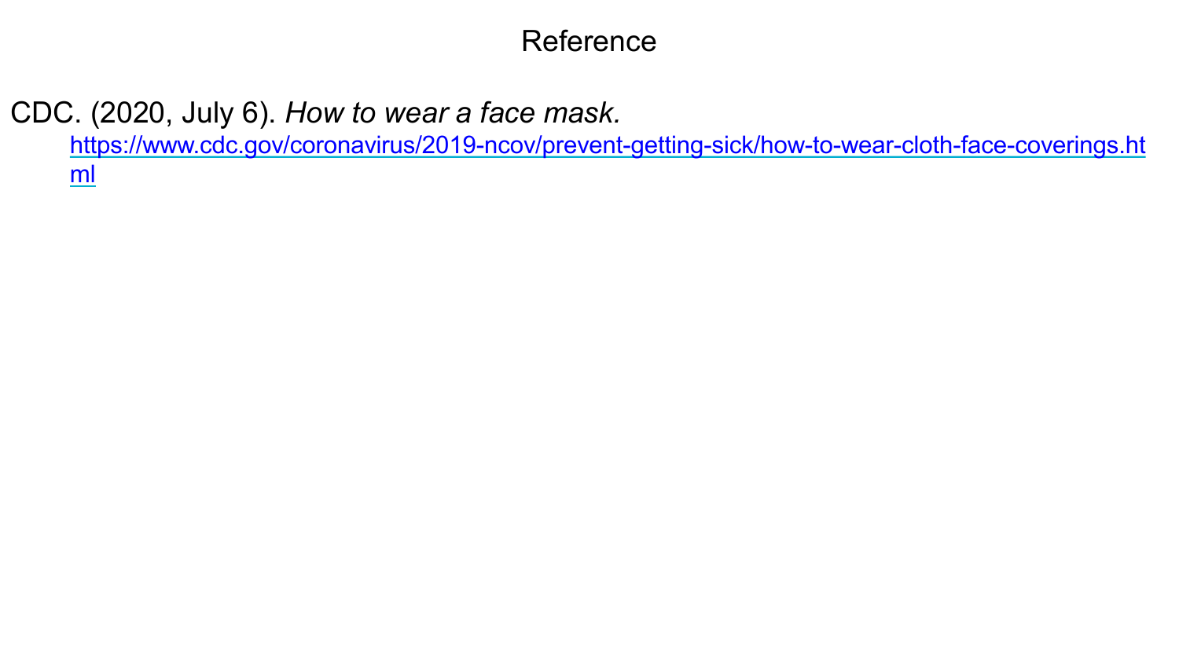# Reference

CDC. (2020, July 6). *How to wear a face mask.* https://www.cdc.gov/coronavirus/2019-ncov/prevent-getting-sick/how-to-wear-cloth-face-coverings.html